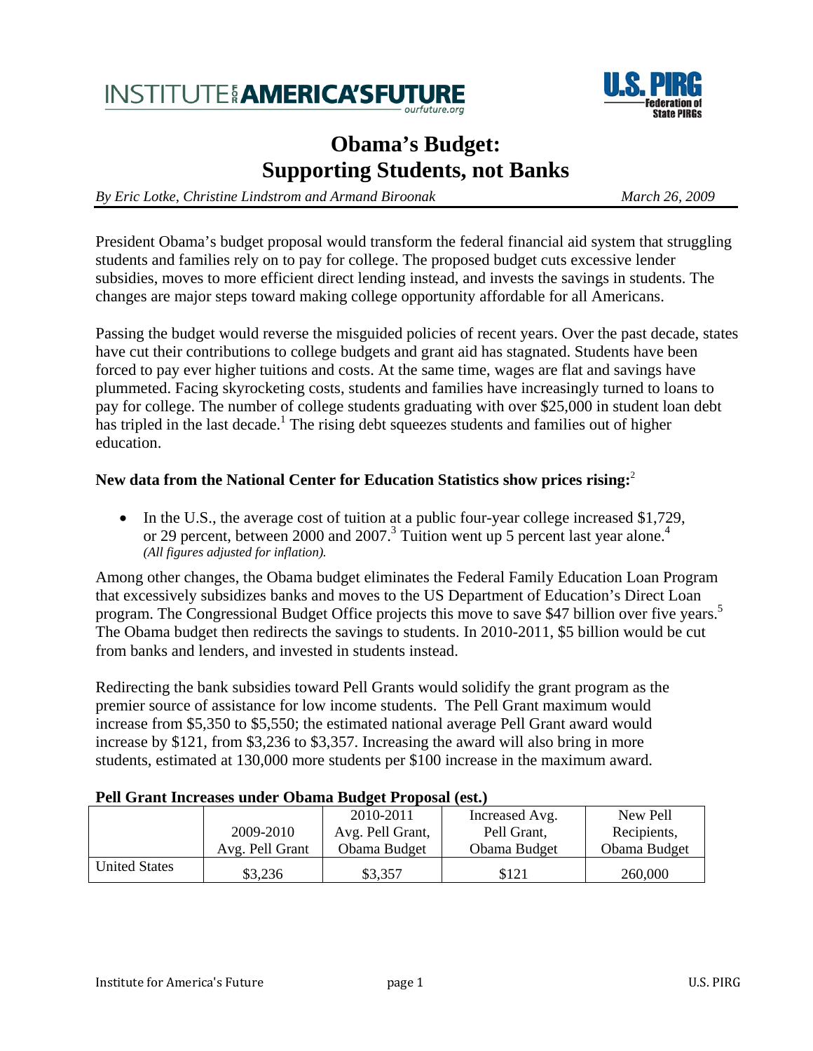INSTITUTE FOR AMERICA'S FUTURE — ourfuture.org

U.S. PIRG — Federation of State PIRGs

# Obama's Budget: Supporting Students, not Banks

*By Eric Lotke, Christine Lindstrom and Armand Biroonak* *March 26, 2009*

President Obama's budget proposal would transform the federal financial aid system that struggling students and families rely on to pay for college. The proposed budget cuts excessive lender subsidies, moves to more efficient direct lending instead, and invests the savings in students. The changes are major steps toward making college opportunity affordable for all Americans.

Passing the budget would reverse the misguided policies of recent years. Over the past decade, states have cut their contributions to college budgets and grant aid has stagnated. Students have been forced to pay ever higher tuitions and costs. At the same time, wages are flat and savings have plummeted. Facing skyrocketing costs, students and families have increasingly turned to loans to pay for college. The number of college students graduating with over $25,000 in student loan debt has tripled in the last decade.[1] The rising debt squeezes students and families out of higher education.

**New data from the National Center for Education Statistics show prices rising:**[2]

- In the U.S., the average cost of tuition at a public four-year college increased $1,729, or 29 percent, between 2000 and 2007.[3] Tuition went up 5 percent last year alone.[4] *(All figures adjusted for inflation).*

Among other changes, the Obama budget eliminates the Federal Family Education Loan Program that excessively subsidizes banks and moves to the US Department of Education's Direct Loan program. The Congressional Budget Office projects this move to save $47 billion over five years.[5] The Obama budget then redirects the savings to students. In 2010-2011, $5 billion would be cut from banks and lenders, and invested in students instead.

Redirecting the bank subsidies toward Pell Grants would solidify the grant program as the premier source of assistance for low income students. The Pell Grant maximum would increase from $5,350 to $5,550; the estimated national average Pell Grant award would increase by $121, from $3,236 to $3,357. Increasing the award will also bring in more students, estimated at 130,000 more students per $100 increase in the maximum award.

**Pell Grant Increases under Obama Budget Proposal (est.)**

| | 2009-2010 Avg. Pell Grant | 2010-2011 Avg. Pell Grant, Obama Budget | Increased Avg. Pell Grant, Obama Budget | New Pell Recipients, Obama Budget |
|---|---|---|---|---|
| United States | $3,236 | $3,357 | $121 | 260,000 |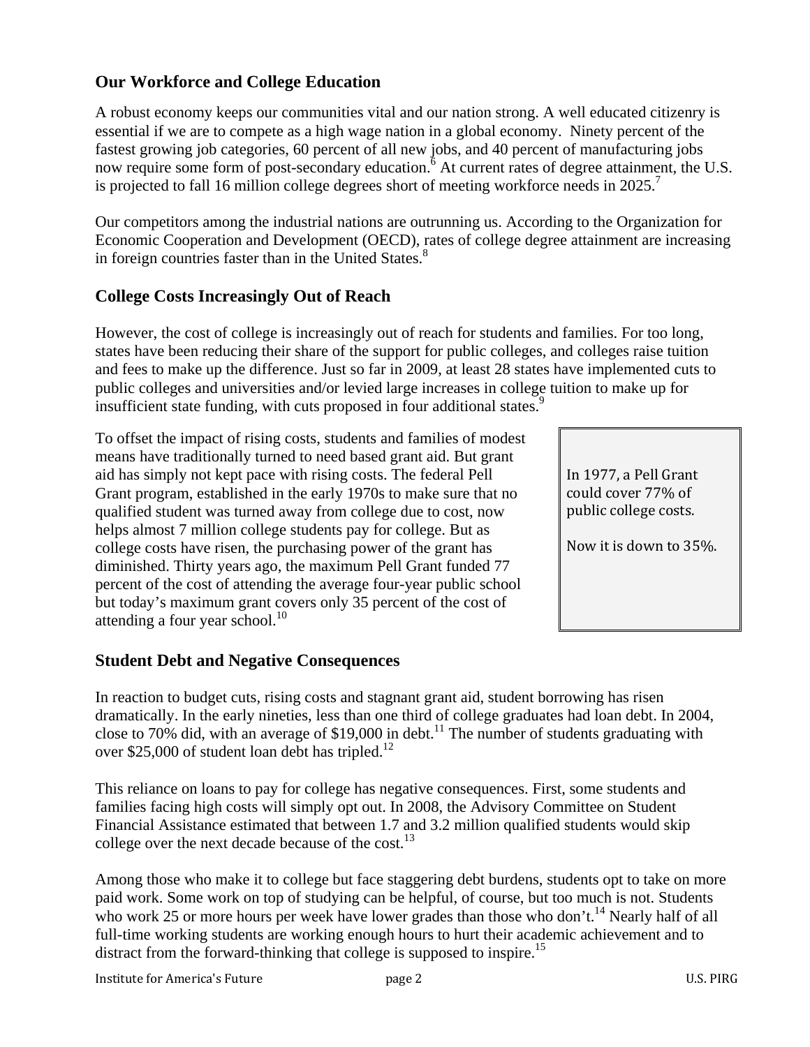## Our Workforce and College Education

A robust economy keeps our communities vital and our nation strong. A well educated citizenry is essential if we are to compete as a high wage nation in a global economy. Ninety percent of the fastest growing job categories, 60 percent of all new jobs, and 40 percent of manufacturing jobs now require some form of post-secondary education.[6] At current rates of degree attainment, the U.S. is projected to fall 16 million college degrees short of meeting workforce needs in 2025.[7]

Our competitors among the industrial nations are outrunning us. According to the Organization for Economic Cooperation and Development (OECD), rates of college degree attainment are increasing in foreign countries faster than in the United States.[8]

## College Costs Increasingly Out of Reach

However, the cost of college is increasingly out of reach for students and families. For too long, states have been reducing their share of the support for public colleges, and colleges raise tuition and fees to make up the difference. Just so far in 2009, at least 28 states have implemented cuts to public colleges and universities and/or levied large increases in college tuition to make up for insufficient state funding, with cuts proposed in four additional states.[9]

To offset the impact of rising costs, students and families of modest means have traditionally turned to need based grant aid. But grant aid has simply not kept pace with rising costs. The federal Pell Grant program, established in the early 1970s to make sure that no qualified student was turned away from college due to cost, now helps almost 7 million college students pay for college. But as college costs have risen, the purchasing power of the grant has diminished. Thirty years ago, the maximum Pell Grant funded 77 percent of the cost of attending the average four-year public school but today's maximum grant covers only 35 percent of the cost of attending a four year school.[10]

> In 1977, a Pell Grant could cover 77% of public college costs.
>
> Now it is down to 35%.

## Student Debt and Negative Consequences

In reaction to budget cuts, rising costs and stagnant grant aid, student borrowing has risen dramatically. In the early nineties, less than one third of college graduates had loan debt. In 2004, close to 70% did, with an average of $19,000 in debt.[11] The number of students graduating with over $25,000 of student loan debt has tripled.[12]

This reliance on loans to pay for college has negative consequences. First, some students and families facing high costs will simply opt out. In 2008, the Advisory Committee on Student Financial Assistance estimated that between 1.7 and 3.2 million qualified students would skip college over the next decade because of the cost.[13]

Among those who make it to college but face staggering debt burdens, students opt to take on more paid work. Some work on top of studying can be helpful, of course, but too much is not. Students who work 25 or more hours per week have lower grades than those who don't.[14] Nearly half of all full-time working students are working enough hours to hurt their academic achievement and to distract from the forward-thinking that college is supposed to inspire.[15]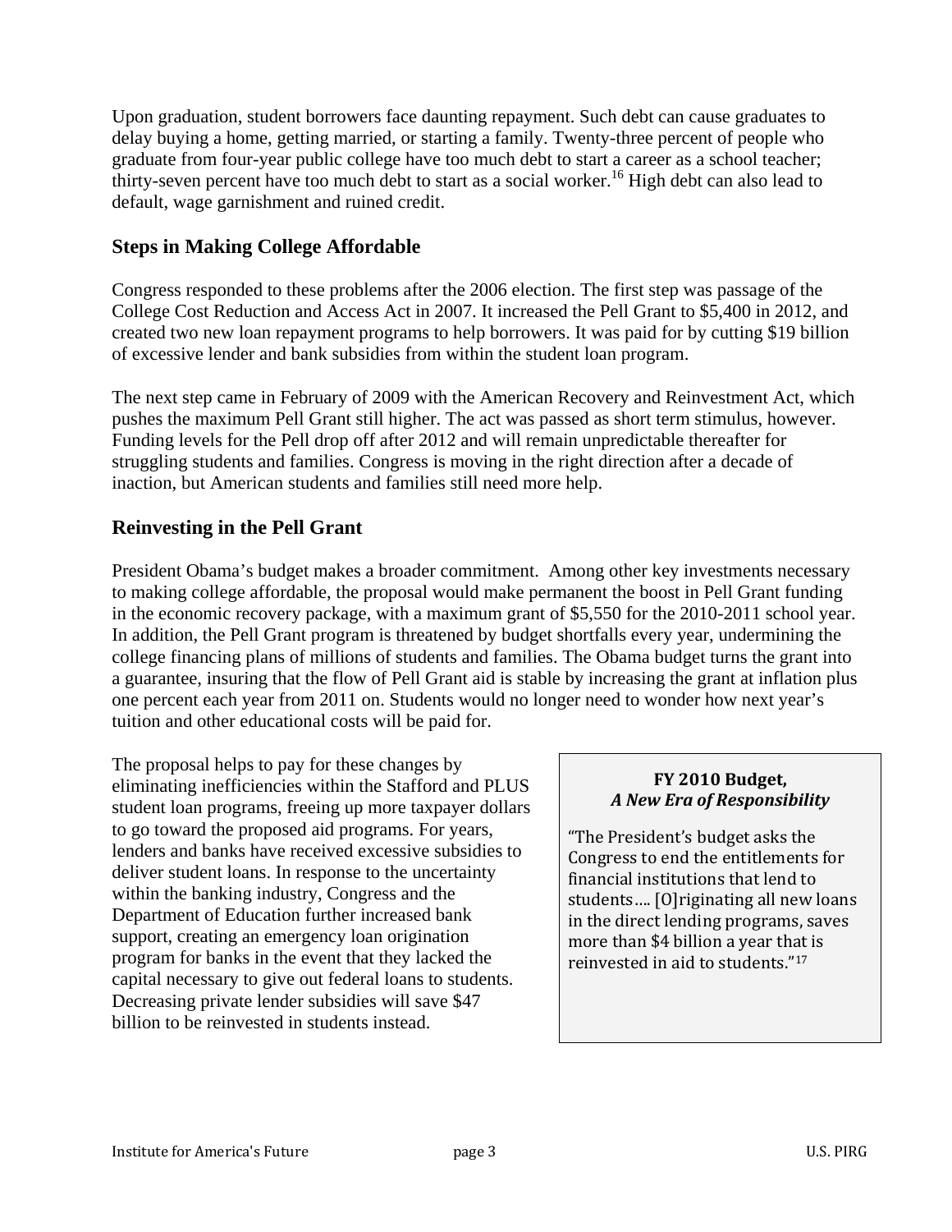Upon graduation, student borrowers face daunting repayment. Such debt can cause graduates to delay buying a home, getting married, or starting a family. Twenty-three percent of people who graduate from four-year public college have too much debt to start a career as a school teacher; thirty-seven percent have too much debt to start as a social worker.[16] High debt can also lead to default, wage garnishment and ruined credit.

## Steps in Making College Affordable

Congress responded to these problems after the 2006 election. The first step was passage of the College Cost Reduction and Access Act in 2007. It increased the Pell Grant to $5,400 in 2012, and created two new loan repayment programs to help borrowers. It was paid for by cutting $19 billion of excessive lender and bank subsidies from within the student loan program.

The next step came in February of 2009 with the American Recovery and Reinvestment Act, which pushes the maximum Pell Grant still higher. The act was passed as short term stimulus, however. Funding levels for the Pell drop off after 2012 and will remain unpredictable thereafter for struggling students and families. Congress is moving in the right direction after a decade of inaction, but American students and families still need more help.

## Reinvesting in the Pell Grant

President Obama's budget makes a broader commitment. Among other key investments necessary to making college affordable, the proposal would make permanent the boost in Pell Grant funding in the economic recovery package, with a maximum grant of $5,550 for the 2010-2011 school year. In addition, the Pell Grant program is threatened by budget shortfalls every year, undermining the college financing plans of millions of students and families. The Obama budget turns the grant into a guarantee, insuring that the flow of Pell Grant aid is stable by increasing the grant at inflation plus one percent each year from 2011 on. Students would no longer need to wonder how next year's tuition and other educational costs will be paid for.

The proposal helps to pay for these changes by eliminating inefficiencies within the Stafford and PLUS student loan programs, freeing up more taxpayer dollars to go toward the proposed aid programs. For years, lenders and banks have received excessive subsidies to deliver student loans. In response to the uncertainty within the banking industry, Congress and the Department of Education further increased bank support, creating an emergency loan origination program for banks in the event that they lacked the capital necessary to give out federal loans to students. Decreasing private lender subsidies will save $47 billion to be reinvested in students instead.

> **FY 2010 Budget,**
> ***A New Era of Responsibility***
>
> "The President's budget asks the Congress to end the entitlements for financial institutions that lend to students…. [O]riginating all new loans in the direct lending programs, saves more than $4 billion a year that is reinvested in aid to students."[17]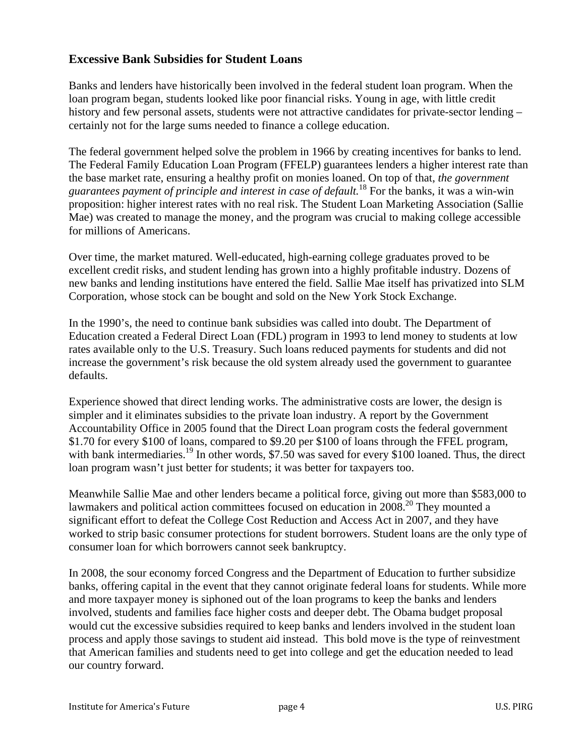## Excessive Bank Subsidies for Student Loans

Banks and lenders have historically been involved in the federal student loan program. When the loan program began, students looked like poor financial risks. Young in age, with little credit history and few personal assets, students were not attractive candidates for private-sector lending – certainly not for the large sums needed to finance a college education.

The federal government helped solve the problem in 1966 by creating incentives for banks to lend. The Federal Family Education Loan Program (FFELP) guarantees lenders a higher interest rate than the base market rate, ensuring a healthy profit on monies loaned. On top of that, *the government guarantees payment of principle and interest in case of default.*[18] For the banks, it was a win-win proposition: higher interest rates with no real risk. The Student Loan Marketing Association (Sallie Mae) was created to manage the money, and the program was crucial to making college accessible for millions of Americans.

Over time, the market matured. Well-educated, high-earning college graduates proved to be excellent credit risks, and student lending has grown into a highly profitable industry. Dozens of new banks and lending institutions have entered the field. Sallie Mae itself has privatized into SLM Corporation, whose stock can be bought and sold on the New York Stock Exchange.

In the 1990's, the need to continue bank subsidies was called into doubt. The Department of Education created a Federal Direct Loan (FDL) program in 1993 to lend money to students at low rates available only to the U.S. Treasury. Such loans reduced payments for students and did not increase the government's risk because the old system already used the government to guarantee defaults.

Experience showed that direct lending works. The administrative costs are lower, the design is simpler and it eliminates subsidies to the private loan industry. A report by the Government Accountability Office in 2005 found that the Direct Loan program costs the federal government $1.70 for every $100 of loans, compared to $9.20 per $100 of loans through the FFEL program, with bank intermediaries.[19] In other words, $7.50 was saved for every $100 loaned. Thus, the direct loan program wasn't just better for students; it was better for taxpayers too.

Meanwhile Sallie Mae and other lenders became a political force, giving out more than $583,000 to lawmakers and political action committees focused on education in 2008.[20] They mounted a significant effort to defeat the College Cost Reduction and Access Act in 2007, and they have worked to strip basic consumer protections for student borrowers. Student loans are the only type of consumer loan for which borrowers cannot seek bankruptcy.

In 2008, the sour economy forced Congress and the Department of Education to further subsidize banks, offering capital in the event that they cannot originate federal loans for students. While more and more taxpayer money is siphoned out of the loan programs to keep the banks and lenders involved, students and families face higher costs and deeper debt. The Obama budget proposal would cut the excessive subsidies required to keep banks and lenders involved in the student loan process and apply those savings to student aid instead. This bold move is the type of reinvestment that American families and students need to get into college and get the education needed to lead our country forward.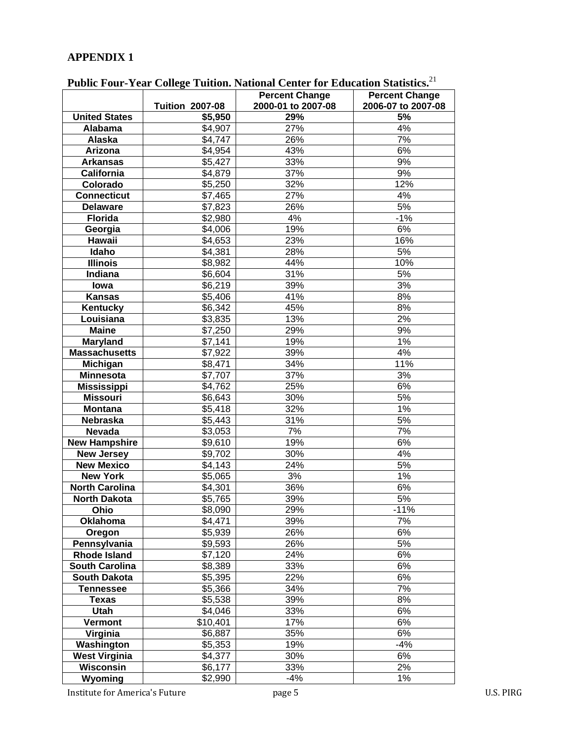## APPENDIX 1

**Public Four-Year College Tuition. National Center for Education Statistics.**[21]

| | Tuition 2007-08 | Percent Change 2000-01 to 2007-08 | Percent Change 2006-07 to 2007-08 |
|---|---|---|---|
| **United States** | **$5,950** | **29%** | **5%** |
| **Alabama** | $4,907 | 27% | 4% |
| **Alaska** | $4,747 | 26% | 7% |
| **Arizona** | $4,954 | 43% | 6% |
| **Arkansas** | $5,427 | 33% | 9% |
| **California** | $4,879 | 37% | 9% |
| **Colorado** | $5,250 | 32% | 12% |
| **Connecticut** | $7,465 | 27% | 4% |
| **Delaware** | $7,823 | 26% | 5% |
| **Florida** | $2,980 | 4% | -1% |
| **Georgia** | $4,006 | 19% | 6% |
| **Hawaii** | $4,653 | 23% | 16% |
| **Idaho** | $4,381 | 28% | 5% |
| **Illinois** | $8,982 | 44% | 10% |
| **Indiana** | $6,604 | 31% | 5% |
| **Iowa** | $6,219 | 39% | 3% |
| **Kansas** | $5,406 | 41% | 8% |
| **Kentucky** | $6,342 | 45% | 8% |
| **Louisiana** | $3,835 | 13% | 2% |
| **Maine** | $7,250 | 29% | 9% |
| **Maryland** | $7,141 | 19% | 1% |
| **Massachusetts** | $7,922 | 39% | 4% |
| **Michigan** | $8,471 | 34% | 11% |
| **Minnesota** | $7,707 | 37% | 3% |
| **Mississippi** | $4,762 | 25% | 6% |
| **Missouri** | $6,643 | 30% | 5% |
| **Montana** | $5,418 | 32% | 1% |
| **Nebraska** | $5,443 | 31% | 5% |
| **Nevada** | $3,053 | 7% | 7% |
| **New Hampshire** | $9,610 | 19% | 6% |
| **New Jersey** | $9,702 | 30% | 4% |
| **New Mexico** | $4,143 | 24% | 5% |
| **New York** | $5,065 | 3% | 1% |
| **North Carolina** | $4,301 | 36% | 6% |
| **North Dakota** | $5,765 | 39% | 5% |
| **Ohio** | $8,090 | 29% | -11% |
| **Oklahoma** | $4,471 | 39% | 7% |
| **Oregon** | $5,939 | 26% | 6% |
| **Pennsylvania** | $9,593 | 26% | 5% |
| **Rhode Island** | $7,120 | 24% | 6% |
| **South Carolina** | $8,389 | 33% | 6% |
| **South Dakota** | $5,395 | 22% | 6% |
| **Tennessee** | $5,366 | 34% | 7% |
| **Texas** | $5,538 | 39% | 8% |
| **Utah** | $4,046 | 33% | 6% |
| **Vermont** | $10,401 | 17% | 6% |
| **Virginia** | $6,887 | 35% | 6% |
| **Washington** | $5,353 | 19% | -4% |
| **West Virginia** | $4,377 | 30% | 6% |
| **Wisconsin** | $6,177 | 33% | 2% |
| **Wyoming** | $2,990 | -4% | 1% |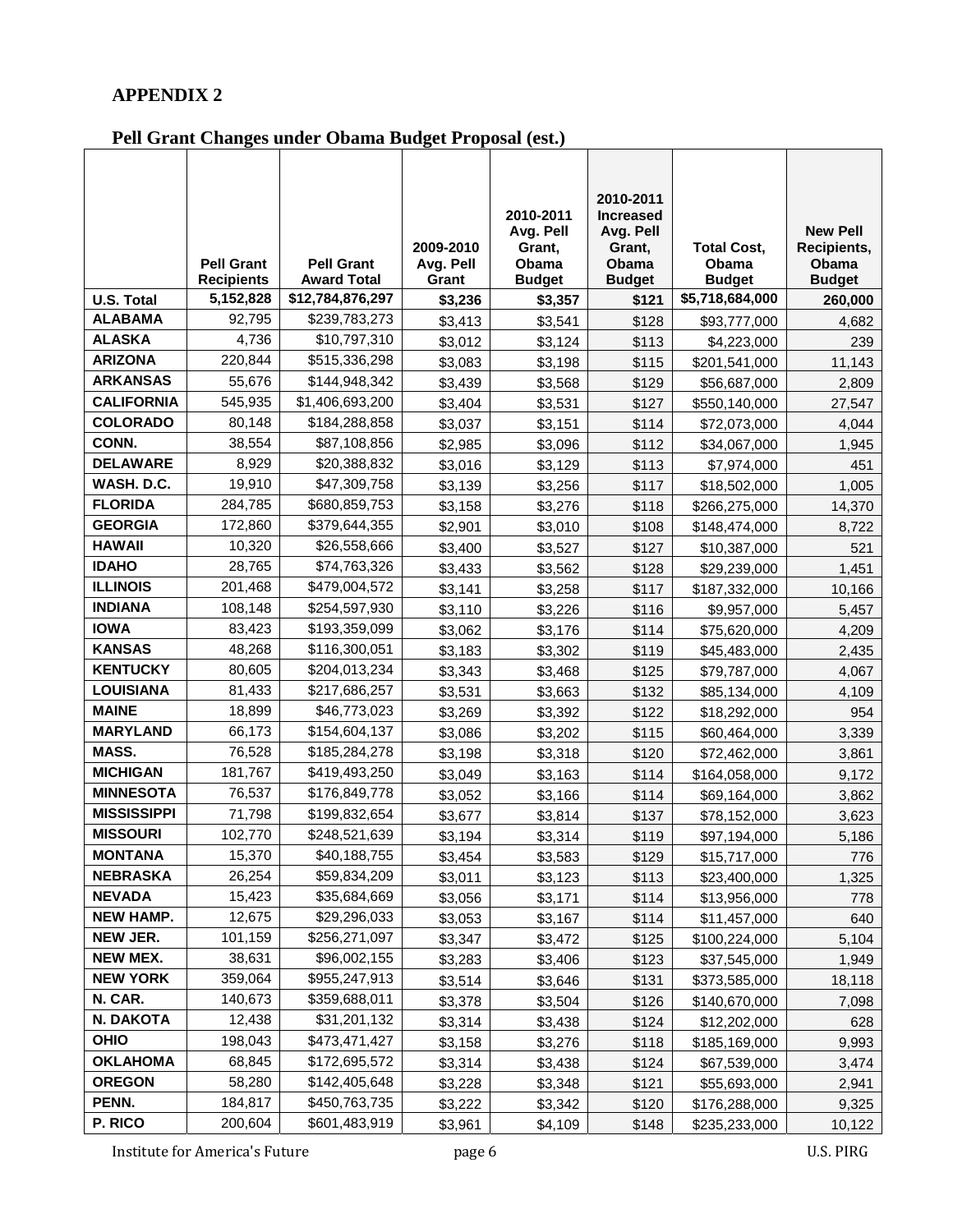## APPENDIX 2

### Pell Grant Changes under Obama Budget Proposal (est.)

| | Pell Grant Recipients | Pell Grant Award Total | 2009-2010 Avg. Pell Grant | 2010-2011 Avg. Pell Grant, Obama Budget | 2010-2011 Increased Avg. Pell Grant, Obama Budget | Total Cost, Obama Budget | New Pell Recipients, Obama Budget |
|---|---|---|---|---|---|---|---|
| **U.S. Total** | **5,152,828** | **$12,784,876,297** | **$3,236** | **$3,357** | **$121** | **$5,718,684,000** | **260,000** |
| **ALABAMA** | 92,795 | $239,783,273 | $3,413 | $3,541 | $128 | $93,777,000 | 4,682 |
| **ALASKA** | 4,736 | $10,797,310 | $3,012 | $3,124 | $113 | $4,223,000 | 239 |
| **ARIZONA** | 220,844 | $515,336,298 | $3,083 | $3,198 | $115 | $201,541,000 | 11,143 |
| **ARKANSAS** | 55,676 | $144,948,342 | $3,439 | $3,568 | $129 | $56,687,000 | 2,809 |
| **CALIFORNIA** | 545,935 | $1,406,693,200 | $3,404 | $3,531 | $127 | $550,140,000 | 27,547 |
| **COLORADO** | 80,148 | $184,288,858 | $3,037 | $3,151 | $114 | $72,073,000 | 4,044 |
| **CONN.** | 38,554 | $87,108,856 | $2,985 | $3,096 | $112 | $34,067,000 | 1,945 |
| **DELAWARE** | 8,929 | $20,388,832 | $3,016 | $3,129 | $113 | $7,974,000 | 451 |
| **WASH. D.C.** | 19,910 | $47,309,758 | $3,139 | $3,256 | $117 | $18,502,000 | 1,005 |
| **FLORIDA** | 284,785 | $680,859,753 | $3,158 | $3,276 | $118 | $266,275,000 | 14,370 |
| **GEORGIA** | 172,860 | $379,644,355 | $2,901 | $3,010 | $108 | $148,474,000 | 8,722 |
| **HAWAII** | 10,320 | $26,558,666 | $3,400 | $3,527 | $127 | $10,387,000 | 521 |
| **IDAHO** | 28,765 | $74,763,326 | $3,433 | $3,562 | $128 | $29,239,000 | 1,451 |
| **ILLINOIS** | 201,468 | $479,004,572 | $3,141 | $3,258 | $117 | $187,332,000 | 10,166 |
| **INDIANA** | 108,148 | $254,597,930 | $3,110 | $3,226 | $116 | $9,957,000 | 5,457 |
| **IOWA** | 83,423 | $193,359,099 | $3,062 | $3,176 | $114 | $75,620,000 | 4,209 |
| **KANSAS** | 48,268 | $116,300,051 | $3,183 | $3,302 | $119 | $45,483,000 | 2,435 |
| **KENTUCKY** | 80,605 | $204,013,234 | $3,343 | $3,468 | $125 | $79,787,000 | 4,067 |
| **LOUISIANA** | 81,433 | $217,686,257 | $3,531 | $3,663 | $132 | $85,134,000 | 4,109 |
| **MAINE** | 18,899 | $46,773,023 | $3,269 | $3,392 | $122 | $18,292,000 | 954 |
| **MARYLAND** | 66,173 | $154,604,137 | $3,086 | $3,202 | $115 | $60,464,000 | 3,339 |
| **MASS.** | 76,528 | $185,284,278 | $3,198 | $3,318 | $120 | $72,462,000 | 3,861 |
| **MICHIGAN** | 181,767 | $419,493,250 | $3,049 | $3,163 | $114 | $164,058,000 | 9,172 |
| **MINNESOTA** | 76,537 | $176,849,778 | $3,052 | $3,166 | $114 | $69,164,000 | 3,862 |
| **MISSISSIPPI** | 71,798 | $199,832,654 | $3,677 | $3,814 | $137 | $78,152,000 | 3,623 |
| **MISSOURI** | 102,770 | $248,521,639 | $3,194 | $3,314 | $119 | $97,194,000 | 5,186 |
| **MONTANA** | 15,370 | $40,188,755 | $3,454 | $3,583 | $129 | $15,717,000 | 776 |
| **NEBRASKA** | 26,254 | $59,834,209 | $3,011 | $3,123 | $113 | $23,400,000 | 1,325 |
| **NEVADA** | 15,423 | $35,684,669 | $3,056 | $3,171 | $114 | $13,956,000 | 778 |
| **NEW HAMP.** | 12,675 | $29,296,033 | $3,053 | $3,167 | $114 | $11,457,000 | 640 |
| **NEW JER.** | 101,159 | $256,271,097 | $3,347 | $3,472 | $125 | $100,224,000 | 5,104 |
| **NEW MEX.** | 38,631 | $96,002,155 | $3,283 | $3,406 | $123 | $37,545,000 | 1,949 |
| **NEW YORK** | 359,064 | $955,247,913 | $3,514 | $3,646 | $131 | $373,585,000 | 18,118 |
| **N. CAR.** | 140,673 | $359,688,011 | $3,378 | $3,504 | $126 | $140,670,000 | 7,098 |
| **N. DAKOTA** | 12,438 | $31,201,132 | $3,314 | $3,438 | $124 | $12,202,000 | 628 |
| **OHIO** | 198,043 | $473,471,427 | $3,158 | $3,276 | $118 | $185,169,000 | 9,993 |
| **OKLAHOMA** | 68,845 | $172,695,572 | $3,314 | $3,438 | $124 | $67,539,000 | 3,474 |
| **OREGON** | 58,280 | $142,405,648 | $3,228 | $3,348 | $121 | $55,693,000 | 2,941 |
| **PENN.** | 184,817 | $450,763,735 | $3,222 | $3,342 | $120 | $176,288,000 | 9,325 |
| **P. RICO** | 200,604 | $601,483,919 | $3,961 | $4,109 | $148 | $235,233,000 | 10,122 |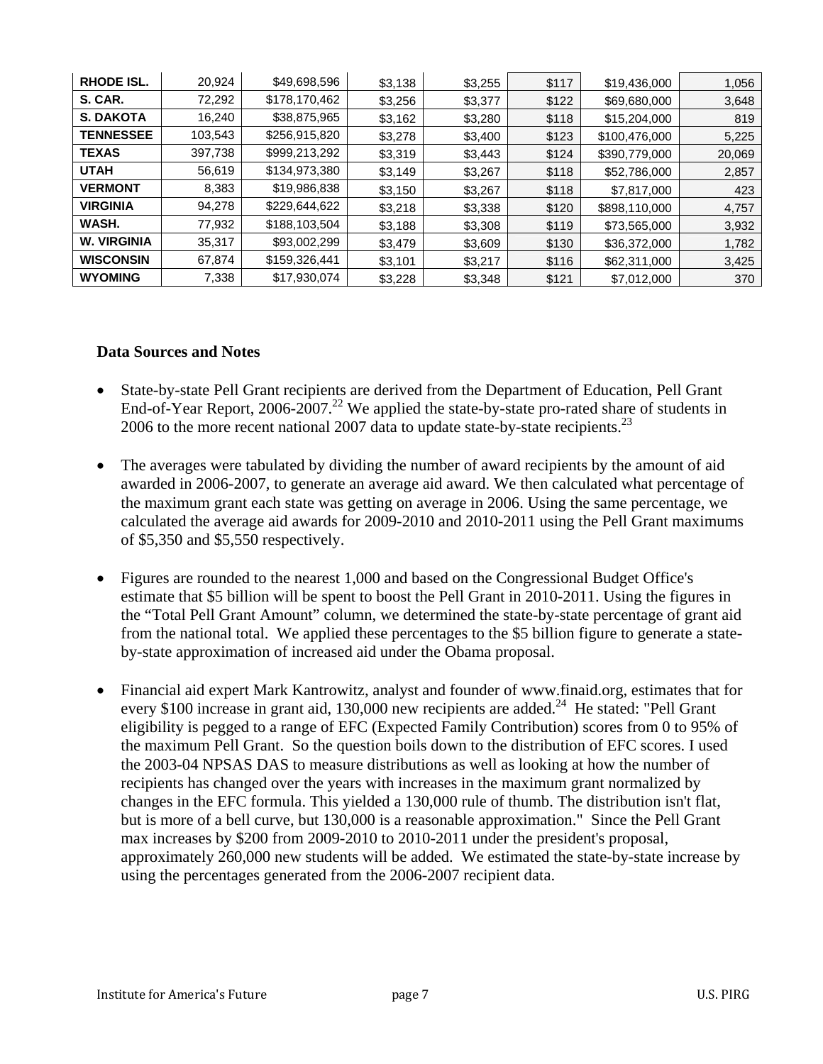| | | | | | | | |
|---|---|---|---|---|---|---|---|
| **RHODE ISL.** | 20,924 | $49,698,596 | $3,138 | $3,255 | $117 | $19,436,000 | 1,056 |
| **S. CAR.** | 72,292 | $178,170,462 | $3,256 | $3,377 | $122 | $69,680,000 | 3,648 |
| **S. DAKOTA** | 16,240 | $38,875,965 | $3,162 | $3,280 | $118 | $15,204,000 | 819 |
| **TENNESSEE** | 103,543 | $256,915,820 | $3,278 | $3,400 | $123 | $100,476,000 | 5,225 |
| **TEXAS** | 397,738 | $999,213,292 | $3,319 | $3,443 | $124 | $390,779,000 | 20,069 |
| **UTAH** | 56,619 | $134,973,380 | $3,149 | $3,267 | $118 | $52,786,000 | 2,857 |
| **VERMONT** | 8,383 | $19,986,838 | $3,150 | $3,267 | $118 | $7,817,000 | 423 |
| **VIRGINIA** | 94,278 | $229,644,622 | $3,218 | $3,338 | $120 | $898,110,000 | 4,757 |
| **WASH.** | 77,932 | $188,103,504 | $3,188 | $3,308 | $119 | $73,565,000 | 3,932 |
| **W. VIRGINIA** | 35,317 | $93,002,299 | $3,479 | $3,609 | $130 | $36,372,000 | 1,782 |
| **WISCONSIN** | 67,874 | $159,326,441 | $3,101 | $3,217 | $116 | $62,311,000 | 3,425 |
| **WYOMING** | 7,338 | $17,930,074 | $3,228 | $3,348 | $121 | $7,012,000 | 370 |

### Data Sources and Notes

- State-by-state Pell Grant recipients are derived from the Department of Education, Pell Grant End-of-Year Report, 2006-2007.[22] We applied the state-by-state pro-rated share of students in 2006 to the more recent national 2007 data to update state-by-state recipients.[23]

- The averages were tabulated by dividing the number of award recipients by the amount of aid awarded in 2006-2007, to generate an average aid award. We then calculated what percentage of the maximum grant each state was getting on average in 2006. Using the same percentage, we calculated the average aid awards for 2009-2010 and 2010-2011 using the Pell Grant maximums of $5,350 and $5,550 respectively.

- Figures are rounded to the nearest 1,000 and based on the Congressional Budget Office's estimate that $5 billion will be spent to boost the Pell Grant in 2010-2011. Using the figures in the "Total Pell Grant Amount" column, we determined the state-by-state percentage of grant aid from the national total. We applied these percentages to the $5 billion figure to generate a state-by-state approximation of increased aid under the Obama proposal.

- Financial aid expert Mark Kantrowitz, analyst and founder of www.finaid.org, estimates that for every $100 increase in grant aid, 130,000 new recipients are added.[24] He stated: "Pell Grant eligibility is pegged to a range of EFC (Expected Family Contribution) scores from 0 to 95% of the maximum Pell Grant. So the question boils down to the distribution of EFC scores. I used the 2003-04 NPSAS DAS to measure distributions as well as looking at how the number of recipients has changed over the years with increases in the maximum grant normalized by changes in the EFC formula. This yielded a 130,000 rule of thumb. The distribution isn't flat, but is more of a bell curve, but 130,000 is a reasonable approximation." Since the Pell Grant max increases by $200 from 2009-2010 to 2010-2011 under the president's proposal, approximately 260,000 new students will be added. We estimated the state-by-state increase by using the percentages generated from the 2006-2007 recipient data.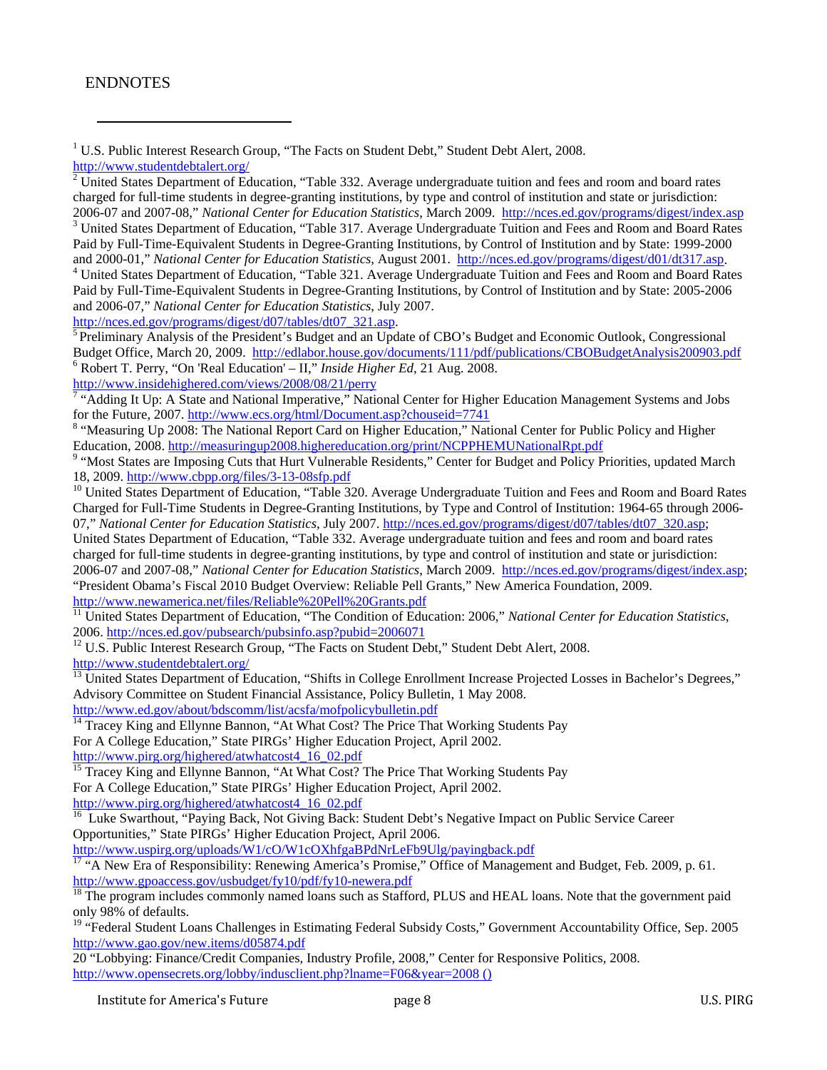# ENDNOTES

[1] U.S. Public Interest Research Group, "The Facts on Student Debt," Student Debt Alert, 2008. http://www.studentdebtalert.org/

[2] United States Department of Education, "Table 332. Average undergraduate tuition and fees and room and board rates charged for full-time students in degree-granting institutions, by type and control of institution and state or jurisdiction: 2006-07 and 2007-08," *National Center for Education Statistics*, March 2009. http://nces.ed.gov/programs/digest/index.asp

[3] United States Department of Education, "Table 317. Average Undergraduate Tuition and Fees and Room and Board Rates Paid by Full-Time-Equivalent Students in Degree-Granting Institutions, by Control of Institution and by State: 1999-2000 and 2000-01," *National Center for Education Statistics*, August 2001. http://nces.ed.gov/programs/digest/d01/dt317.asp.

[4] United States Department of Education, "Table 321. Average Undergraduate Tuition and Fees and Room and Board Rates Paid by Full-Time-Equivalent Students in Degree-Granting Institutions, by Control of Institution and by State: 2005-2006 and 2006-07," *National Center for Education Statistics*, July 2007. http://nces.ed.gov/programs/digest/d07/tables/dt07_321.asp.

[5] Preliminary Analysis of the President's Budget and an Update of CBO's Budget and Economic Outlook, Congressional Budget Office, March 20, 2009. http://edlabor.house.gov/documents/111/pdf/publications/CBOBudgetAnalysis200903.pdf

[6] Robert T. Perry, "On 'Real Education' – II," *Inside Higher Ed*, 21 Aug. 2008. http://www.insidehighered.com/views/2008/08/21/perry

[7] "Adding It Up: A State and National Imperative," National Center for Higher Education Management Systems and Jobs for the Future, 2007. http://www.ecs.org/html/Document.asp?chouseid=7741

[8] "Measuring Up 2008: The National Report Card on Higher Education," National Center for Public Policy and Higher Education, 2008. http://measuringup2008.highereducation.org/print/NCPPHEMUNationalRpt.pdf

[9] "Most States are Imposing Cuts that Hurt Vulnerable Residents," Center for Budget and Policy Priorities, updated March 18, 2009. http://www.cbpp.org/files/3-13-08sfp.pdf

[10] United States Department of Education, "Table 320. Average Undergraduate Tuition and Fees and Room and Board Rates Charged for Full-Time Students in Degree-Granting Institutions, by Type and Control of Institution: 1964-65 through 2006-07," *National Center for Education Statistics*, July 2007. http://nces.ed.gov/programs/digest/d07/tables/dt07_320.asp; United States Department of Education, "Table 332. Average undergraduate tuition and fees and room and board rates charged for full-time students in degree-granting institutions, by type and control of institution and state or jurisdiction: 2006-07 and 2007-08," *National Center for Education Statistics*, March 2009. http://nces.ed.gov/programs/digest/index.asp; "President Obama's Fiscal 2010 Budget Overview: Reliable Pell Grants," New America Foundation, 2009. http://www.newamerica.net/files/Reliable%20Pell%20Grants.pdf

[11] United States Department of Education, "The Condition of Education: 2006," *National Center for Education Statistics*, 2006. http://nces.ed.gov/pubsearch/pubsinfo.asp?pubid=2006071

[12] U.S. Public Interest Research Group, "The Facts on Student Debt," Student Debt Alert, 2008. http://www.studentdebtalert.org/

[13] United States Department of Education, "Shifts in College Enrollment Increase Projected Losses in Bachelor's Degrees," Advisory Committee on Student Financial Assistance, Policy Bulletin, 1 May 2008. http://www.ed.gov/about/bdscomm/list/acsfa/mofpolicybulletin.pdf

[14] Tracey King and Ellynne Bannon, "At What Cost? The Price That Working Students Pay For A College Education," State PIRGs' Higher Education Project, April 2002. http://www.pirg.org/highered/atwhatcost4_16_02.pdf

[15] Tracey King and Ellynne Bannon, "At What Cost? The Price That Working Students Pay For A College Education," State PIRGs' Higher Education Project, April 2002. http://www.pirg.org/highered/atwhatcost4_16_02.pdf

[16] Luke Swarthout, "Paying Back, Not Giving Back: Student Debt's Negative Impact on Public Service Career Opportunities," State PIRGs' Higher Education Project, April 2006. http://www.uspirg.org/uploads/W1/cO/W1cOXhfgaBPdNrLeFb9Ulg/payingback.pdf

[17] "A New Era of Responsibility: Renewing America's Promise," Office of Management and Budget, Feb. 2009, p. 61. http://www.gpoaccess.gov/usbudget/fy10/pdf/fy10-newera.pdf

[18] The program includes commonly named loans such as Stafford, PLUS and HEAL loans. Note that the government paid only 98% of defaults.

[19] "Federal Student Loans Challenges in Estimating Federal Subsidy Costs," Government Accountability Office, Sep. 2005 http://www.gao.gov/new.items/d05874.pdf

20 "Lobbying: Finance/Credit Companies, Industry Profile, 2008," Center for Responsive Politics, 2008. http://www.opensecrets.org/lobby/indusclient.php?lname=F06&year=2008 ()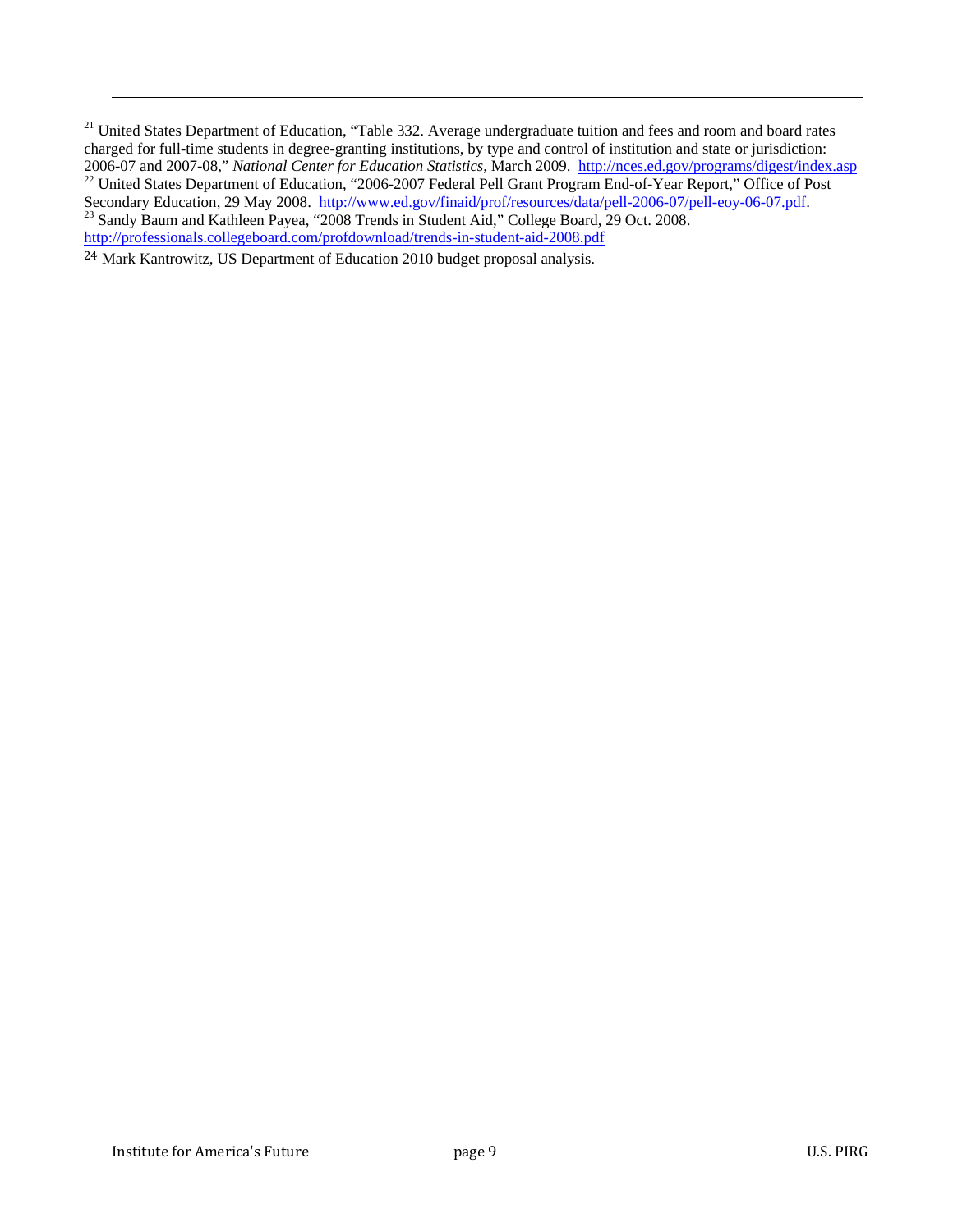[21] United States Department of Education, "Table 332. Average undergraduate tuition and fees and room and board rates charged for full-time students in degree-granting institutions, by type and control of institution and state or jurisdiction: 2006-07 and 2007-08," *National Center for Education Statistics*, March 2009. http://nces.ed.gov/programs/digest/index.asp

[22] United States Department of Education, "2006-2007 Federal Pell Grant Program End-of-Year Report," Office of Post Secondary Education, 29 May 2008. http://www.ed.gov/finaid/prof/resources/data/pell-2006-07/pell-eoy-06-07.pdf.

[23] Sandy Baum and Kathleen Payea, "2008 Trends in Student Aid," College Board, 29 Oct. 2008. http://professionals.collegeboard.com/profdownload/trends-in-student-aid-2008.pdf

[24] Mark Kantrowitz, US Department of Education 2010 budget proposal analysis.